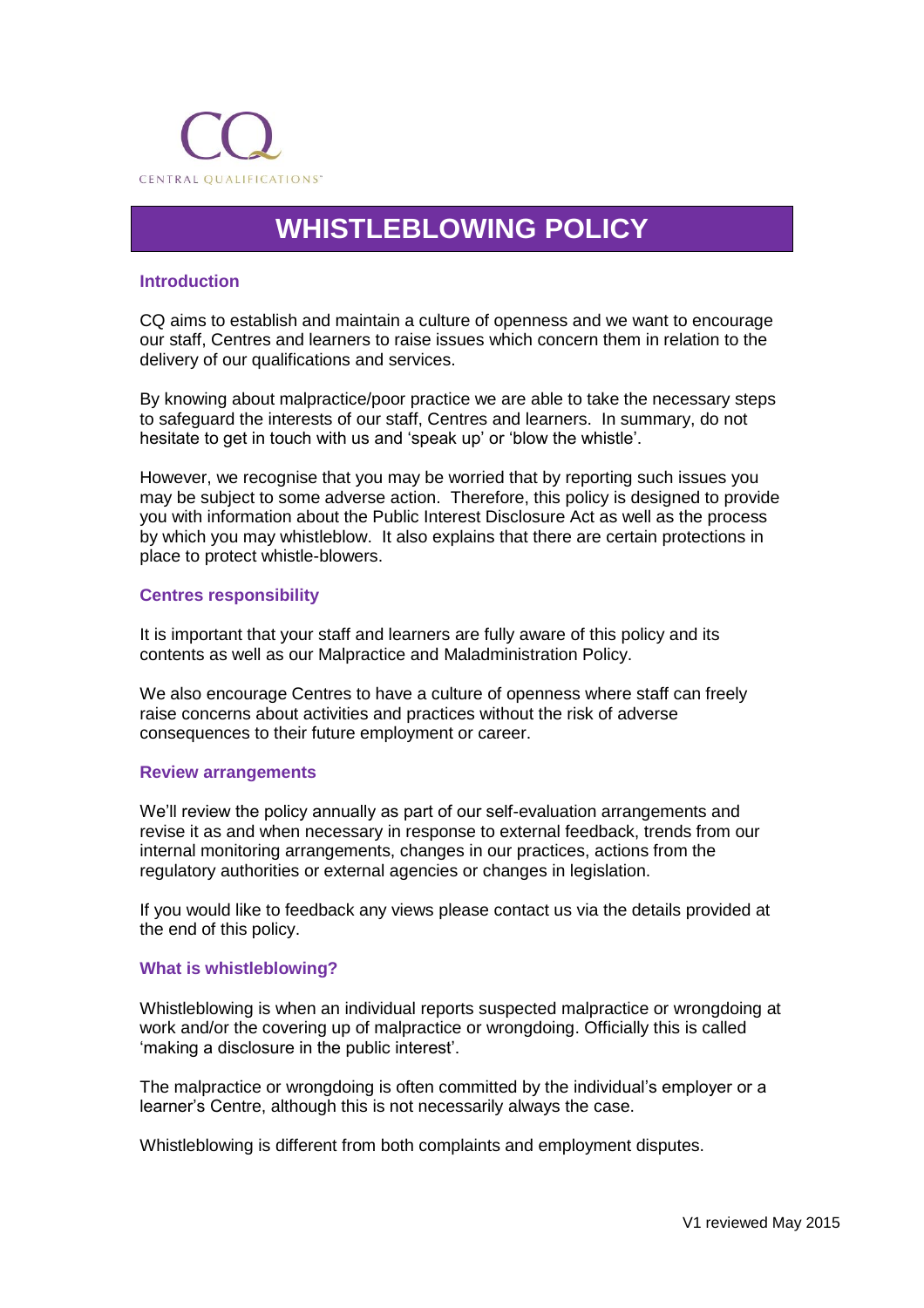# WHISTLEBLOWING POLICY

## Introduction

CQ aims to establish and maintain a culture of openness and we want to encourage our staff, Centres and learners to raise issues which concern them in relation to the delivery of our qualifications and services.

By knowing about malpractice/poor practice we are able to take the necessary steps to safeguard the interests of our staff, Centres and learners. In summary, do not hesitate to get in touch with us and 'speak up' or 'blow the whistle'.

However, we recognise that you may be worried that by reporting such issues you may be subject to some adverse action. Therefore, this policy is designed to provide you with information about the Public Interest Disclosure Act as well as the process by which you may whistleblow. It also explains that there are certain protections in place to protect whistle-blowers.

## Centres responsibility

It is important that your staff and learners are fully aware of this policy and its contents as well as our Malpractice and Maladministration Policy.

We also encourage Centres to have a culture of openness where staff can freely raise concerns about activities and practices without the risk of adverse consequences to their future employment or career.

## Review arrangements

We'll review the policy annually as part of our self-evaluation arrangements and revise it as and when necessary in response to external feedback, trends from our internal monitoring arrangements, changes in our practices, actions from the regulatory authorities or external agencies or changes in legislation.

If you would like to feedback any views please contact us via the details provided at the end of this policy.

## What is whistleblowing?

Whistleblowing is when an individual reports suspected malpractice or wrongdoing at work and/or the covering up of malpractice or wrongdoing. Officially this is called 'making a disclosure in the public interest'.

The malpractice or wrongdoing is often committed by the individual's employer or a learner's Centre, although this is not necessarily always the case.

Whistleblowing is different from both complaints and employment disputes.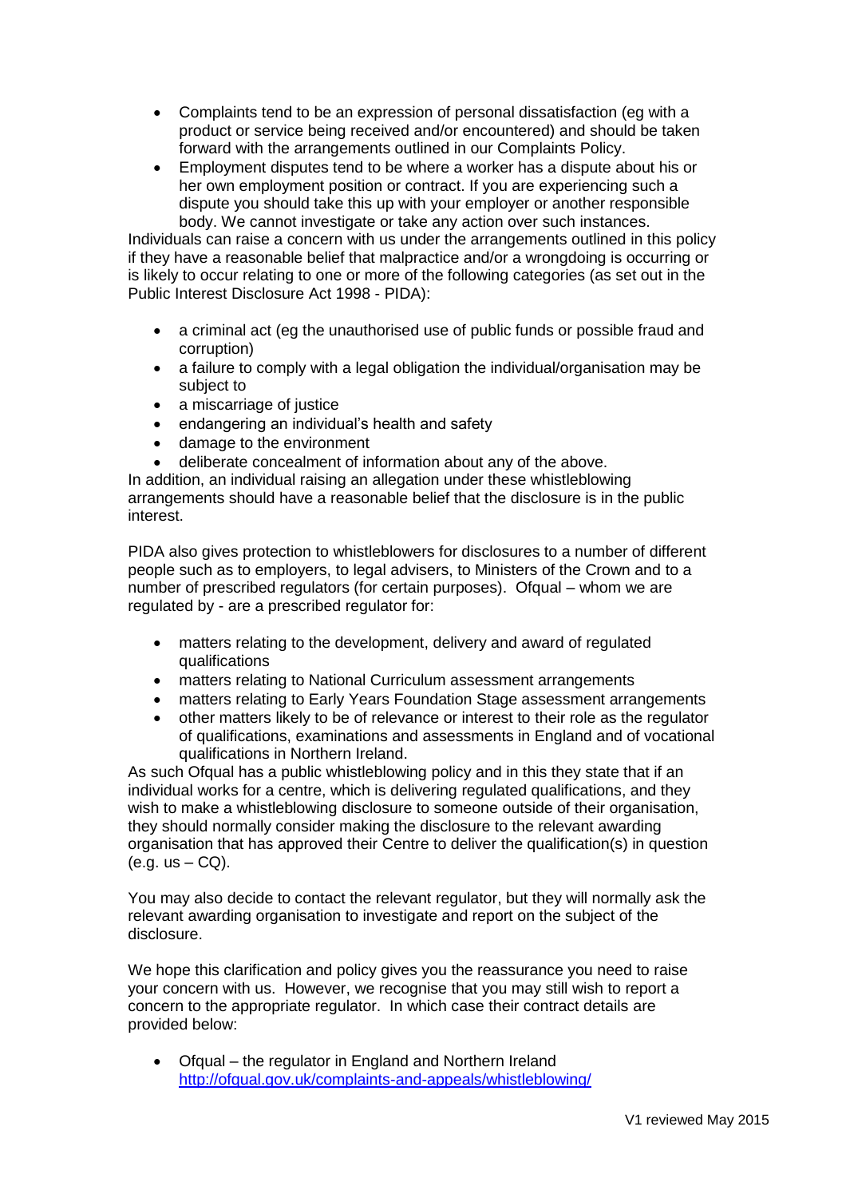- Complaints tend to be an expression of personal dissatisfaction (eg with a product or service being received and/or encountered) and should be taken forward with the arrangements outlined in our Complaints Policy.
- Employment disputes tend to be where a worker has a dispute about his or her own employment position or contract. If you are experiencing such a dispute you should take this up with your employer or another responsible body. We cannot investigate or take any action over such instances.

Individuals can raise a concern with us under the arrangements outlined in this policy if they have a reasonable belief that malpractice and/or a wrongdoing is occurring or is likely to occur relating to one or more of the following categories (as set out in the Public Interest Disclosure Act 1998 - PIDA):

- a criminal act (eg the unauthorised use of public funds or possible fraud and corruption)
- a failure to comply with a legal obligation the individual/organisation may be subject to
- a miscarriage of justice
- endangering an individual's health and safety
- damage to the environment
- deliberate concealment of information about any of the above.

In addition, an individual raising an allegation under these whistleblowing arrangements should have a reasonable belief that the disclosure is in the public interest.

PIDA also gives protection to whistleblowers for disclosures to a number of different people such as to employers, to legal advisers, to Ministers of the Crown and to a number of prescribed regulators (for certain purposes). Ofqual – whom we are regulated by - are a prescribed regulator for:

- matters relating to the development, delivery and award of regulated qualifications
- matters relating to National Curriculum assessment arrangements
- matters relating to Early Years Foundation Stage assessment arrangements
- other matters likely to be of relevance or interest to their role as the regulator of qualifications, examinations and assessments in England and of vocational qualifications in Northern Ireland.

As such Ofqual has a public whistleblowing policy and in this they state that if an individual works for a centre, which is delivering regulated qualifications, and they wish to make a whistleblowing disclosure to someone outside of their organisation, they should normally consider making the disclosure to the relevant awarding organisation that has approved their Centre to deliver the qualification(s) in question (e.g. us – CQ).

You may also decide to contact the relevant regulator, but they will normally ask the relevant awarding organisation to investigate and report on the subject of the disclosure.

We hope this clarification and policy gives you the reassurance you need to raise your concern with us. However, we recognise that you may still wish to report a concern to the appropriate regulator. In which case their contract details are provided below:

- Ofqual – the regulator in England and Northern Ireland
  http://ofqual.gov.uk/complaints-and-appeals/whistleblowing/

V1 reviewed May 2015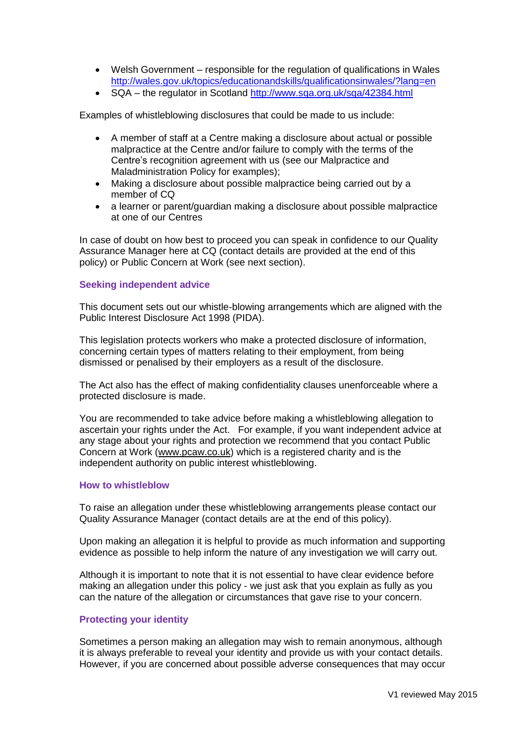- Welsh Government – responsible for the regulation of qualifications in Wales http://wales.gov.uk/topics/educationandskills/qualificationsinwales/?lang=en
- SQA – the regulator in Scotland http://www.sqa.org.uk/sqa/42384.html

Examples of whistleblowing disclosures that could be made to us include:

- A member of staff at a Centre making a disclosure about actual or possible malpractice at the Centre and/or failure to comply with the terms of the Centre's recognition agreement with us (see our Malpractice and Maladministration Policy for examples);
- Making a disclosure about possible malpractice being carried out by a member of CQ
- a learner or parent/guardian making a disclosure about possible malpractice at one of our Centres

In case of doubt on how best to proceed you can speak in confidence to our Quality Assurance Manager here at CQ (contact details are provided at the end of this policy) or Public Concern at Work (see next section).

### Seeking independent advice

This document sets out our whistle-blowing arrangements which are aligned with the Public Interest Disclosure Act 1998 (PIDA).

This legislation protects workers who make a protected disclosure of information, concerning certain types of matters relating to their employment, from being dismissed or penalised by their employers as a result of the disclosure.

The Act also has the effect of making confidentiality clauses unenforceable where a protected disclosure is made.

You are recommended to take advice before making a whistleblowing allegation to ascertain your rights under the Act. For example, if you want independent advice at any stage about your rights and protection we recommend that you contact Public Concern at Work (www.pcaw.co.uk) which is a registered charity and is the independent authority on public interest whistleblowing.

### How to whistleblow

To raise an allegation under these whistleblowing arrangements please contact our Quality Assurance Manager (contact details are at the end of this policy).

Upon making an allegation it is helpful to provide as much information and supporting evidence as possible to help inform the nature of any investigation we will carry out.

Although it is important to note that it is not essential to have clear evidence before making an allegation under this policy - we just ask that you explain as fully as you can the nature of the allegation or circumstances that gave rise to your concern.

### Protecting your identity

Sometimes a person making an allegation may wish to remain anonymous, although it is always preferable to reveal your identity and provide us with your contact details. However, if you are concerned about possible adverse consequences that may occur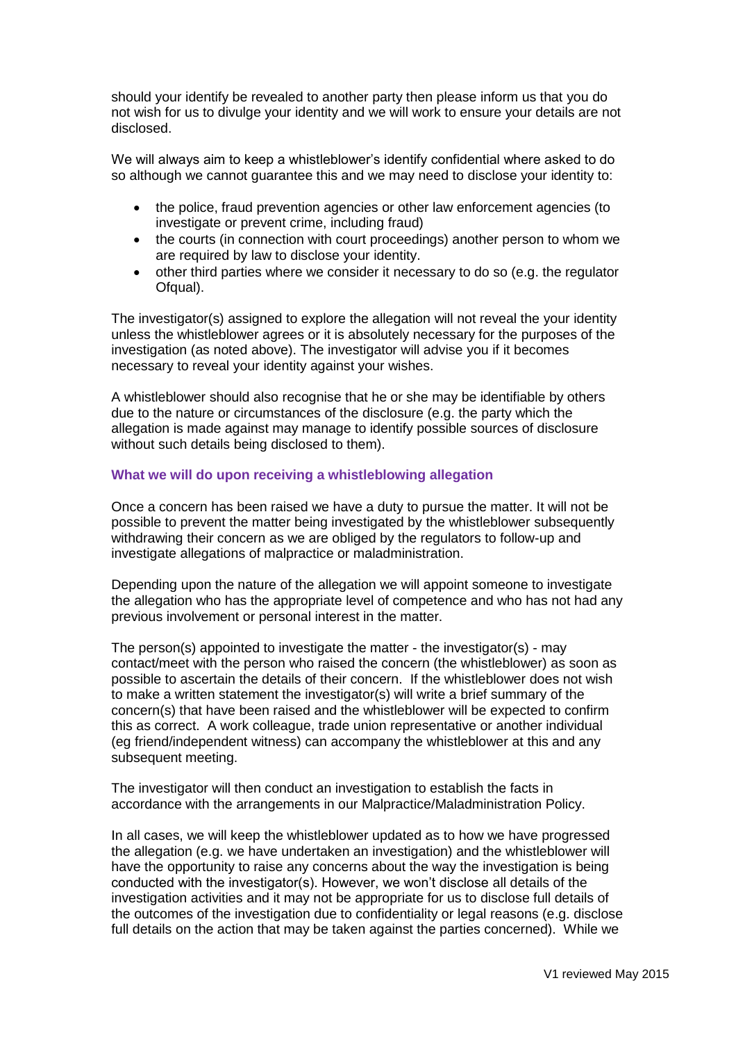should your identify be revealed to another party then please inform us that you do not wish for us to divulge your identity and we will work to ensure your details are not disclosed.

We will always aim to keep a whistleblower's identify confidential where asked to do so although we cannot guarantee this and we may need to disclose your identity to:

- the police, fraud prevention agencies or other law enforcement agencies (to investigate or prevent crime, including fraud)
- the courts (in connection with court proceedings) another person to whom we are required by law to disclose your identity.
- other third parties where we consider it necessary to do so (e.g. the regulator Ofqual).

The investigator(s) assigned to explore the allegation will not reveal the your identity unless the whistleblower agrees or it is absolutely necessary for the purposes of the investigation (as noted above). The investigator will advise you if it becomes necessary to reveal your identity against your wishes.

A whistleblower should also recognise that he or she may be identifiable by others due to the nature or circumstances of the disclosure (e.g. the party which the allegation is made against may manage to identify possible sources of disclosure without such details being disclosed to them).

### What we will do upon receiving a whistleblowing allegation

Once a concern has been raised we have a duty to pursue the matter. It will not be possible to prevent the matter being investigated by the whistleblower subsequently withdrawing their concern as we are obliged by the regulators to follow-up and investigate allegations of malpractice or maladministration.

Depending upon the nature of the allegation we will appoint someone to investigate the allegation who has the appropriate level of competence and who has not had any previous involvement or personal interest in the matter.

The person(s) appointed to investigate the matter - the investigator(s) - may contact/meet with the person who raised the concern (the whistleblower) as soon as possible to ascertain the details of their concern. If the whistleblower does not wish to make a written statement the investigator(s) will write a brief summary of the concern(s) that have been raised and the whistleblower will be expected to confirm this as correct. A work colleague, trade union representative or another individual (eg friend/independent witness) can accompany the whistleblower at this and any subsequent meeting.

The investigator will then conduct an investigation to establish the facts in accordance with the arrangements in our Malpractice/Maladministration Policy.

In all cases, we will keep the whistleblower updated as to how we have progressed the allegation (e.g. we have undertaken an investigation) and the whistleblower will have the opportunity to raise any concerns about the way the investigation is being conducted with the investigator(s). However, we won't disclose all details of the investigation activities and it may not be appropriate for us to disclose full details of the outcomes of the investigation due to confidentiality or legal reasons (e.g. disclose full details on the action that may be taken against the parties concerned). While we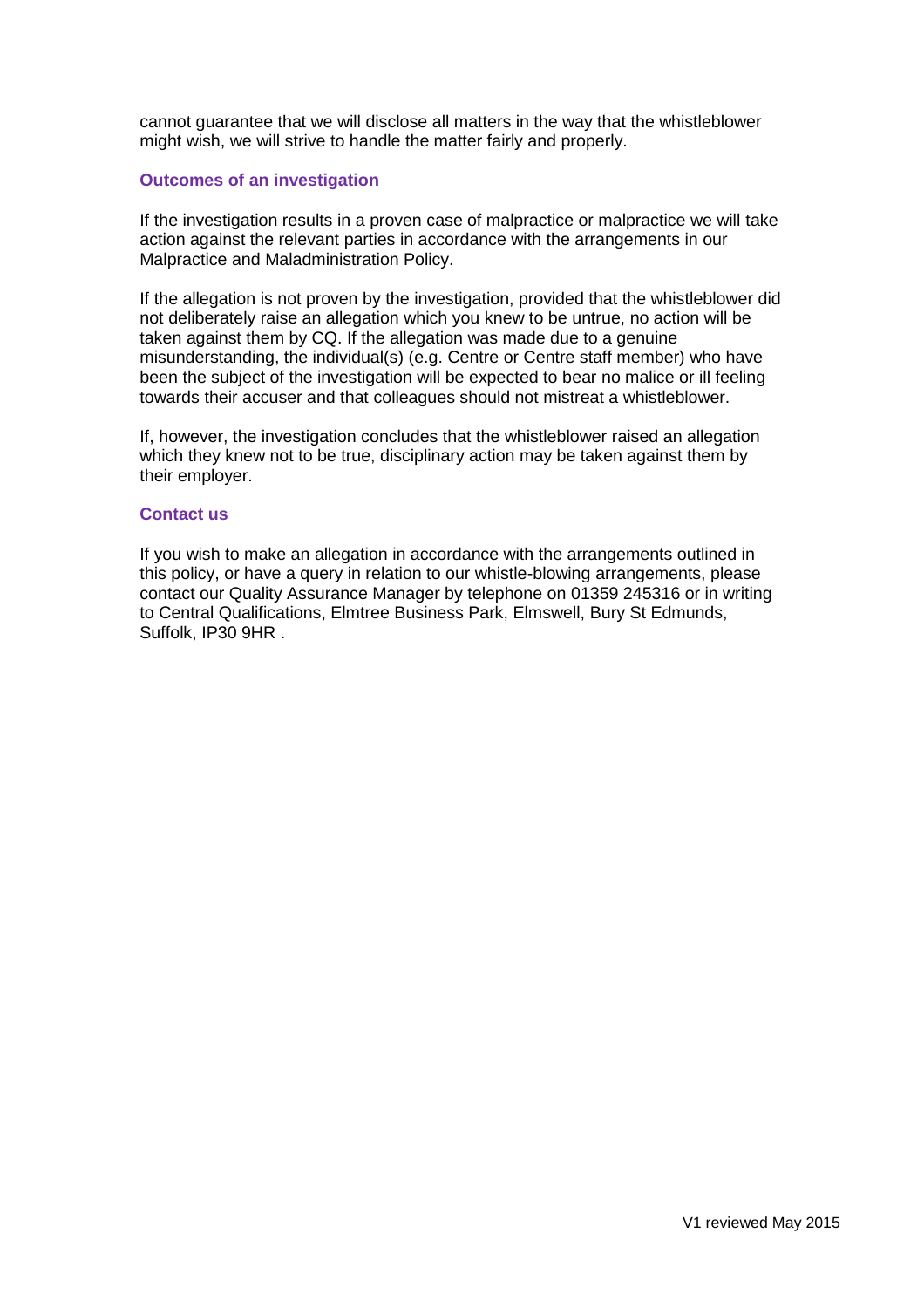cannot guarantee that we will disclose all matters in the way that the whistleblower might wish, we will strive to handle the matter fairly and properly.

### Outcomes of an investigation

If the investigation results in a proven case of malpractice or malpractice we will take action against the relevant parties in accordance with the arrangements in our Malpractice and Maladministration Policy.

If the allegation is not proven by the investigation, provided that the whistleblower did not deliberately raise an allegation which you knew to be untrue, no action will be taken against them by CQ. If the allegation was made due to a genuine misunderstanding, the individual(s) (e.g. Centre or Centre staff member) who have been the subject of the investigation will be expected to bear no malice or ill feeling towards their accuser and that colleagues should not mistreat a whistleblower.

If, however, the investigation concludes that the whistleblower raised an allegation which they knew not to be true, disciplinary action may be taken against them by their employer.

### Contact us

If you wish to make an allegation in accordance with the arrangements outlined in this policy, or have a query in relation to our whistle-blowing arrangements, please contact our Quality Assurance Manager by telephone on 01359 245316 or in writing to Central Qualifications, Elmtree Business Park, Elmswell, Bury St Edmunds, Suffolk, IP30 9HR .

V1 reviewed May 2015